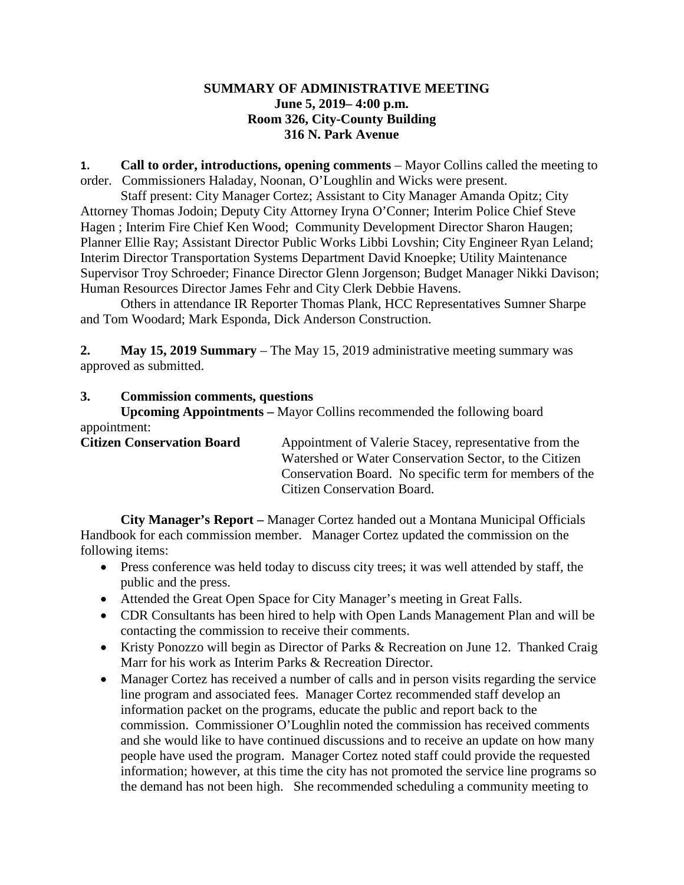**SUMMARY OF ADMINISTRATIVE MEETING**
**June 5, 2019– 4:00 p.m.**
**Room 326, City-County Building**
**316 N. Park Avenue**

**1. Call to order, introductions, opening comments** – Mayor Collins called the meeting to order. Commissioners Haladay, Noonan, O'Loughlin and Wicks were present.

Staff present: City Manager Cortez; Assistant to City Manager Amanda Opitz; City Attorney Thomas Jodoin; Deputy City Attorney Iryna O'Conner; Interim Police Chief Steve Hagen ; Interim Fire Chief Ken Wood; Community Development Director Sharon Haugen; Planner Ellie Ray; Assistant Director Public Works Libbi Lovshin; City Engineer Ryan Leland; Interim Director Transportation Systems Department David Knoepke; Utility Maintenance Supervisor Troy Schroeder; Finance Director Glenn Jorgenson; Budget Manager Nikki Davison; Human Resources Director James Fehr and City Clerk Debbie Havens.

Others in attendance IR Reporter Thomas Plank, HCC Representatives Sumner Sharpe and Tom Woodard; Mark Esponda, Dick Anderson Construction.

**2. May 15, 2019 Summary** – The May 15, 2019 administrative meeting summary was approved as submitted.

**3. Commission comments, questions**

**Upcoming Appointments –** Mayor Collins recommended the following board appointment:

**Citizen Conservation Board** Appointment of Valerie Stacey, representative from the Watershed or Water Conservation Sector, to the Citizen Conservation Board. No specific term for members of the Citizen Conservation Board.

**City Manager's Report –** Manager Cortez handed out a Montana Municipal Officials Handbook for each commission member. Manager Cortez updated the commission on the following items:

- Press conference was held today to discuss city trees; it was well attended by staff, the public and the press.
- Attended the Great Open Space for City Manager's meeting in Great Falls.
- CDR Consultants has been hired to help with Open Lands Management Plan and will be contacting the commission to receive their comments.
- Kristy Ponozzo will begin as Director of Parks & Recreation on June 12. Thanked Craig Marr for his work as Interim Parks & Recreation Director.
- Manager Cortez has received a number of calls and in person visits regarding the service line program and associated fees. Manager Cortez recommended staff develop an information packet on the programs, educate the public and report back to the commission. Commissioner O'Loughlin noted the commission has received comments and she would like to have continued discussions and to receive an update on how many people have used the program. Manager Cortez noted staff could provide the requested information; however, at this time the city has not promoted the service line programs so the demand has not been high. She recommended scheduling a community meeting to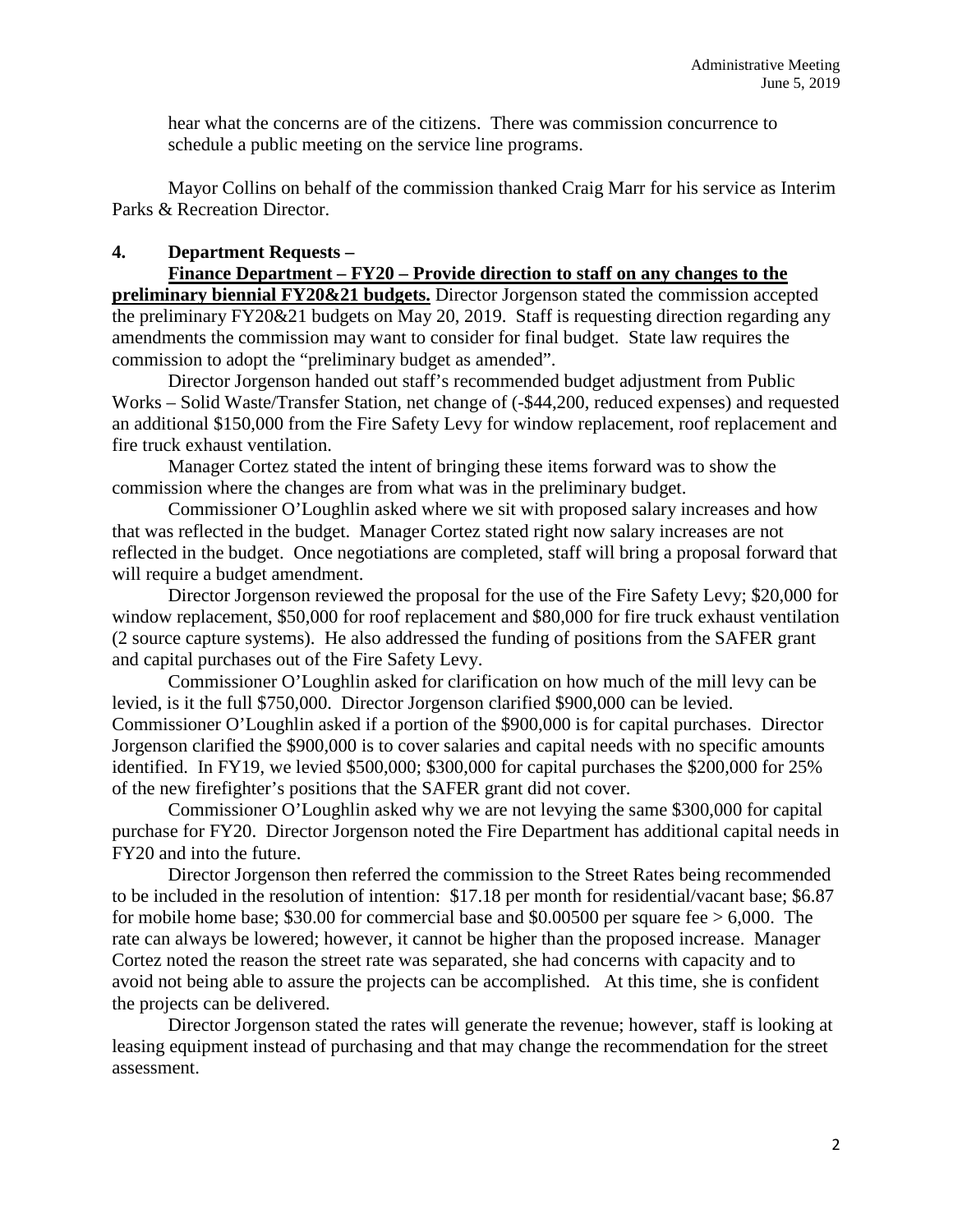hear what the concerns are of the citizens. There was commission concurrence to schedule a public meeting on the service line programs.

Mayor Collins on behalf of the commission thanked Craig Marr for his service as Interim Parks & Recreation Director.

**4. Department Requests –**

**Finance Department – FY20 – Provide direction to staff on any changes to the preliminary biennial FY20&21 budgets.** Director Jorgenson stated the commission accepted the preliminary FY20&21 budgets on May 20, 2019. Staff is requesting direction regarding any amendments the commission may want to consider for final budget. State law requires the commission to adopt the "preliminary budget as amended".

Director Jorgenson handed out staff's recommended budget adjustment from Public Works – Solid Waste/Transfer Station, net change of (-$44,200, reduced expenses) and requested an additional $150,000 from the Fire Safety Levy for window replacement, roof replacement and fire truck exhaust ventilation.

Manager Cortez stated the intent of bringing these items forward was to show the commission where the changes are from what was in the preliminary budget.

Commissioner O'Loughlin asked where we sit with proposed salary increases and how that was reflected in the budget. Manager Cortez stated right now salary increases are not reflected in the budget. Once negotiations are completed, staff will bring a proposal forward that will require a budget amendment.

Director Jorgenson reviewed the proposal for the use of the Fire Safety Levy; $20,000 for window replacement, $50,000 for roof replacement and $80,000 for fire truck exhaust ventilation (2 source capture systems). He also addressed the funding of positions from the SAFER grant and capital purchases out of the Fire Safety Levy.

Commissioner O'Loughlin asked for clarification on how much of the mill levy can be levied, is it the full $750,000. Director Jorgenson clarified $900,000 can be levied. Commissioner O'Loughlin asked if a portion of the $900,000 is for capital purchases. Director Jorgenson clarified the $900,000 is to cover salaries and capital needs with no specific amounts identified. In FY19, we levied $500,000; $300,000 for capital purchases the $200,000 for 25% of the new firefighter's positions that the SAFER grant did not cover.

Commissioner O'Loughlin asked why we are not levying the same $300,000 for capital purchase for FY20. Director Jorgenson noted the Fire Department has additional capital needs in FY20 and into the future.

Director Jorgenson then referred the commission to the Street Rates being recommended to be included in the resolution of intention: $17.18 per month for residential/vacant base; $6.87 for mobile home base; $30.00 for commercial base and $0.00500 per square fee > 6,000. The rate can always be lowered; however, it cannot be higher than the proposed increase. Manager Cortez noted the reason the street rate was separated, she had concerns with capacity and to avoid not being able to assure the projects can be accomplished. At this time, she is confident the projects can be delivered.

Director Jorgenson stated the rates will generate the revenue; however, staff is looking at leasing equipment instead of purchasing and that may change the recommendation for the street assessment.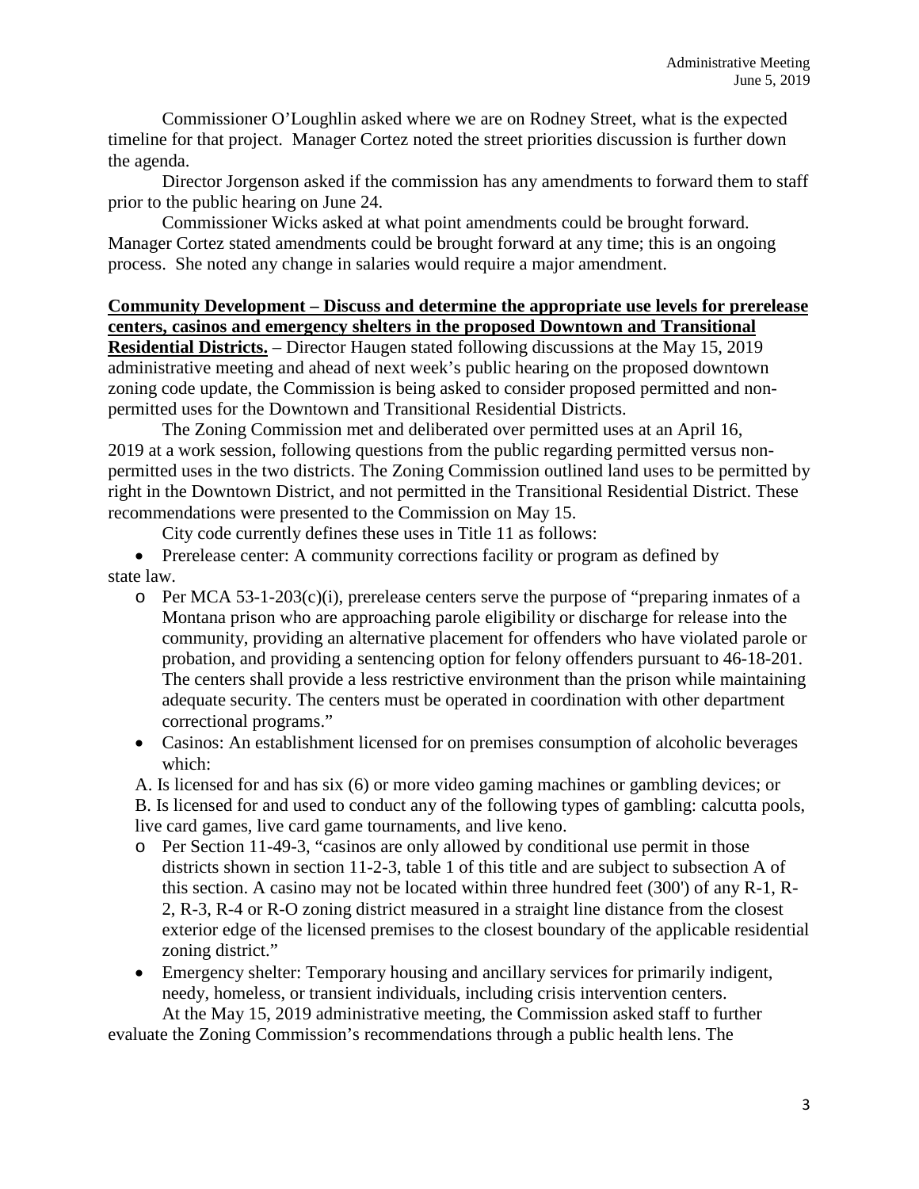Commissioner O'Loughlin asked where we are on Rodney Street, what is the expected timeline for that project. Manager Cortez noted the street priorities discussion is further down the agenda.

Director Jorgenson asked if the commission has any amendments to forward them to staff prior to the public hearing on June 24.

Commissioner Wicks asked at what point amendments could be brought forward. Manager Cortez stated amendments could be brought forward at any time; this is an ongoing process. She noted any change in salaries would require a major amendment.

**Community Development – Discuss and determine the appropriate use levels for prerelease centers, casinos and emergency shelters in the proposed Downtown and Transitional Residential Districts.** – Director Haugen stated following discussions at the May 15, 2019 administrative meeting and ahead of next week's public hearing on the proposed downtown zoning code update, the Commission is being asked to consider proposed permitted and non-permitted uses for the Downtown and Transitional Residential Districts.

The Zoning Commission met and deliberated over permitted uses at an April 16, 2019 at a work session, following questions from the public regarding permitted versus non-permitted uses in the two districts. The Zoning Commission outlined land uses to be permitted by right in the Downtown District, and not permitted in the Transitional Residential District. These recommendations were presented to the Commission on May 15.

City code currently defines these uses in Title 11 as follows:

- Prerelease center: A community corrections facility or program as defined by state law.
  - Per MCA 53-1-203(c)(i), prerelease centers serve the purpose of "preparing inmates of a Montana prison who are approaching parole eligibility or discharge for release into the community, providing an alternative placement for offenders who have violated parole or probation, and providing a sentencing option for felony offenders pursuant to 46-18-201. The centers shall provide a less restrictive environment than the prison while maintaining adequate security. The centers must be operated in coordination with other department correctional programs."
- Casinos: An establishment licensed for on premises consumption of alcoholic beverages which:

A. Is licensed for and has six (6) or more video gaming machines or gambling devices; or
B. Is licensed for and used to conduct any of the following types of gambling: calcutta pools, live card games, live card game tournaments, and live keno.

  - Per Section 11-49-3, "casinos are only allowed by conditional use permit in those districts shown in section 11-2-3, table 1 of this title and are subject to subsection A of this section. A casino may not be located within three hundred feet (300') of any R-1, R-2, R-3, R-4 or R-O zoning district measured in a straight line distance from the closest exterior edge of the licensed premises to the closest boundary of the applicable residential zoning district."
- Emergency shelter: Temporary housing and ancillary services for primarily indigent, needy, homeless, or transient individuals, including crisis intervention centers.

At the May 15, 2019 administrative meeting, the Commission asked staff to further evaluate the Zoning Commission's recommendations through a public health lens. The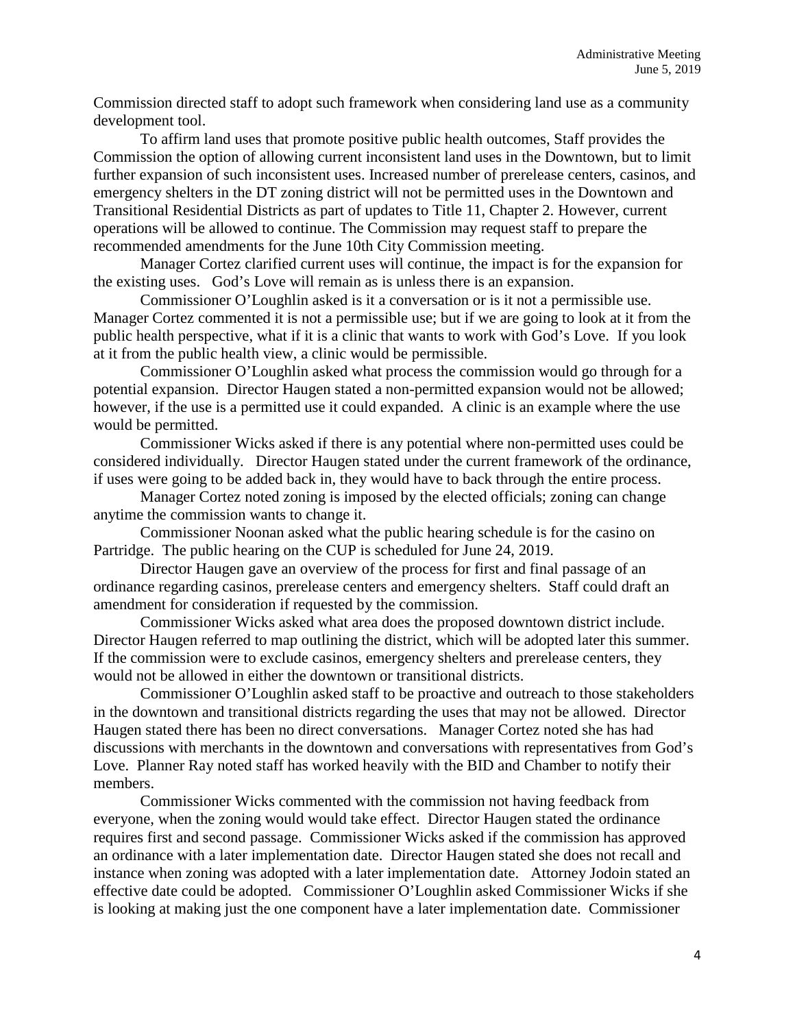Commission directed staff to adopt such framework when considering land use as a community development tool.

To affirm land uses that promote positive public health outcomes, Staff provides the Commission the option of allowing current inconsistent land uses in the Downtown, but to limit further expansion of such inconsistent uses. Increased number of prerelease centers, casinos, and emergency shelters in the DT zoning district will not be permitted uses in the Downtown and Transitional Residential Districts as part of updates to Title 11, Chapter 2. However, current operations will be allowed to continue. The Commission may request staff to prepare the recommended amendments for the June 10th City Commission meeting.

Manager Cortez clarified current uses will continue, the impact is for the expansion for the existing uses. God's Love will remain as is unless there is an expansion.

Commissioner O'Loughlin asked is it a conversation or is it not a permissible use. Manager Cortez commented it is not a permissible use; but if we are going to look at it from the public health perspective, what if it is a clinic that wants to work with God's Love. If you look at it from the public health view, a clinic would be permissible.

Commissioner O'Loughlin asked what process the commission would go through for a potential expansion. Director Haugen stated a non-permitted expansion would not be allowed; however, if the use is a permitted use it could expanded. A clinic is an example where the use would be permitted.

Commissioner Wicks asked if there is any potential where non-permitted uses could be considered individually. Director Haugen stated under the current framework of the ordinance, if uses were going to be added back in, they would have to back through the entire process.

Manager Cortez noted zoning is imposed by the elected officials; zoning can change anytime the commission wants to change it.

Commissioner Noonan asked what the public hearing schedule is for the casino on Partridge. The public hearing on the CUP is scheduled for June 24, 2019.

Director Haugen gave an overview of the process for first and final passage of an ordinance regarding casinos, prerelease centers and emergency shelters. Staff could draft an amendment for consideration if requested by the commission.

Commissioner Wicks asked what area does the proposed downtown district include. Director Haugen referred to map outlining the district, which will be adopted later this summer. If the commission were to exclude casinos, emergency shelters and prerelease centers, they would not be allowed in either the downtown or transitional districts.

Commissioner O'Loughlin asked staff to be proactive and outreach to those stakeholders in the downtown and transitional districts regarding the uses that may not be allowed. Director Haugen stated there has been no direct conversations. Manager Cortez noted she has had discussions with merchants in the downtown and conversations with representatives from God's Love. Planner Ray noted staff has worked heavily with the BID and Chamber to notify their members.

Commissioner Wicks commented with the commission not having feedback from everyone, when the zoning would would take effect. Director Haugen stated the ordinance requires first and second passage. Commissioner Wicks asked if the commission has approved an ordinance with a later implementation date. Director Haugen stated she does not recall and instance when zoning was adopted with a later implementation date. Attorney Jodoin stated an effective date could be adopted. Commissioner O'Loughlin asked Commissioner Wicks if she is looking at making just the one component have a later implementation date. Commissioner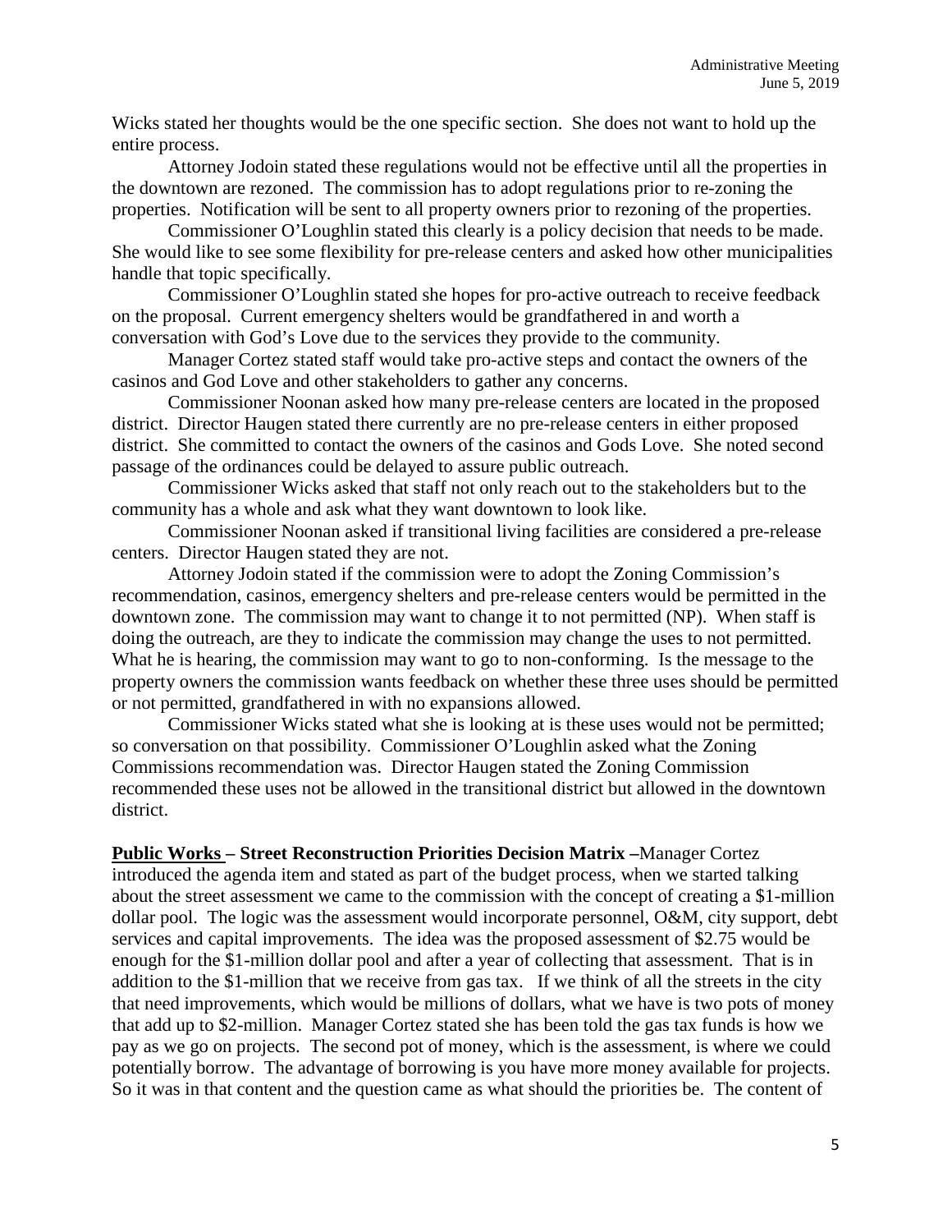Wicks stated her thoughts would be the one specific section. She does not want to hold up the entire process.

Attorney Jodoin stated these regulations would not be effective until all the properties in the downtown are rezoned. The commission has to adopt regulations prior to re-zoning the properties. Notification will be sent to all property owners prior to rezoning of the properties.

Commissioner O'Loughlin stated this clearly is a policy decision that needs to be made. She would like to see some flexibility for pre-release centers and asked how other municipalities handle that topic specifically.

Commissioner O'Loughlin stated she hopes for pro-active outreach to receive feedback on the proposal. Current emergency shelters would be grandfathered in and worth a conversation with God's Love due to the services they provide to the community.

Manager Cortez stated staff would take pro-active steps and contact the owners of the casinos and God Love and other stakeholders to gather any concerns.

Commissioner Noonan asked how many pre-release centers are located in the proposed district. Director Haugen stated there currently are no pre-release centers in either proposed district. She committed to contact the owners of the casinos and Gods Love. She noted second passage of the ordinances could be delayed to assure public outreach.

Commissioner Wicks asked that staff not only reach out to the stakeholders but to the community has a whole and ask what they want downtown to look like.

Commissioner Noonan asked if transitional living facilities are considered a pre-release centers. Director Haugen stated they are not.

Attorney Jodoin stated if the commission were to adopt the Zoning Commission's recommendation, casinos, emergency shelters and pre-release centers would be permitted in the downtown zone. The commission may want to change it to not permitted (NP). When staff is doing the outreach, are they to indicate the commission may change the uses to not permitted. What he is hearing, the commission may want to go to non-conforming. Is the message to the property owners the commission wants feedback on whether these three uses should be permitted or not permitted, grandfathered in with no expansions allowed.

Commissioner Wicks stated what she is looking at is these uses would not be permitted; so conversation on that possibility. Commissioner O'Loughlin asked what the Zoning Commissions recommendation was. Director Haugen stated the Zoning Commission recommended these uses not be allowed in the transitional district but allowed in the downtown district.

**Public Works – Street Reconstruction Priorities Decision Matrix –**Manager Cortez introduced the agenda item and stated as part of the budget process, when we started talking about the street assessment we came to the commission with the concept of creating a $1-million dollar pool. The logic was the assessment would incorporate personnel, O&M, city support, debt services and capital improvements. The idea was the proposed assessment of $2.75 would be enough for the $1-million dollar pool and after a year of collecting that assessment. That is in addition to the $1-million that we receive from gas tax. If we think of all the streets in the city that need improvements, which would be millions of dollars, what we have is two pots of money that add up to $2-million. Manager Cortez stated she has been told the gas tax funds is how we pay as we go on projects. The second pot of money, which is the assessment, is where we could potentially borrow. The advantage of borrowing is you have more money available for projects. So it was in that content and the question came as what should the priorities be. The content of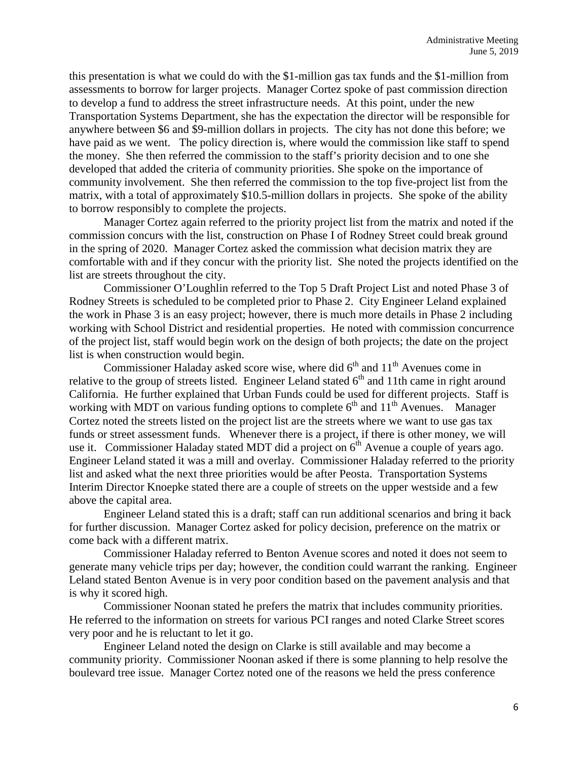this presentation is what we could do with the \$1-million gas tax funds and the \$1-million from assessments to borrow for larger projects. Manager Cortez spoke of past commission direction to develop a fund to address the street infrastructure needs. At this point, under the new Transportation Systems Department, she has the expectation the director will be responsible for anywhere between \$6 and \$9-million dollars in projects. The city has not done this before; we have paid as we went. The policy direction is, where would the commission like staff to spend the money. She then referred the commission to the staff's priority decision and to one she developed that added the criteria of community priorities. She spoke on the importance of community involvement. She then referred the commission to the top five-project list from the matrix, with a total of approximately \$10.5-million dollars in projects. She spoke of the ability to borrow responsibly to complete the projects.

Manager Cortez again referred to the priority project list from the matrix and noted if the commission concurs with the list, construction on Phase I of Rodney Street could break ground in the spring of 2020. Manager Cortez asked the commission what decision matrix they are comfortable with and if they concur with the priority list. She noted the projects identified on the list are streets throughout the city.

Commissioner O'Loughlin referred to the Top 5 Draft Project List and noted Phase 3 of Rodney Streets is scheduled to be completed prior to Phase 2. City Engineer Leland explained the work in Phase 3 is an easy project; however, there is much more details in Phase 2 including working with School District and residential properties. He noted with commission concurrence of the project list, staff would begin work on the design of both projects; the date on the project list is when construction would begin.

Commissioner Haladay asked score wise, where did 6th and 11th Avenues come in relative to the group of streets listed. Engineer Leland stated 6th and 11th came in right around California. He further explained that Urban Funds could be used for different projects. Staff is working with MDT on various funding options to complete 6th and 11th Avenues. Manager Cortez noted the streets listed on the project list are the streets where we want to use gas tax funds or street assessment funds. Whenever there is a project, if there is other money, we will use it. Commissioner Haladay stated MDT did a project on 6th Avenue a couple of years ago. Engineer Leland stated it was a mill and overlay. Commissioner Haladay referred to the priority list and asked what the next three priorities would be after Peosta. Transportation Systems Interim Director Knoepke stated there are a couple of streets on the upper westside and a few above the capital area.

Engineer Leland stated this is a draft; staff can run additional scenarios and bring it back for further discussion. Manager Cortez asked for policy decision, preference on the matrix or come back with a different matrix.

Commissioner Haladay referred to Benton Avenue scores and noted it does not seem to generate many vehicle trips per day; however, the condition could warrant the ranking. Engineer Leland stated Benton Avenue is in very poor condition based on the pavement analysis and that is why it scored high.

Commissioner Noonan stated he prefers the matrix that includes community priorities. He referred to the information on streets for various PCI ranges and noted Clarke Street scores very poor and he is reluctant to let it go.

Engineer Leland noted the design on Clarke is still available and may become a community priority. Commissioner Noonan asked if there is some planning to help resolve the boulevard tree issue. Manager Cortez noted one of the reasons we held the press conference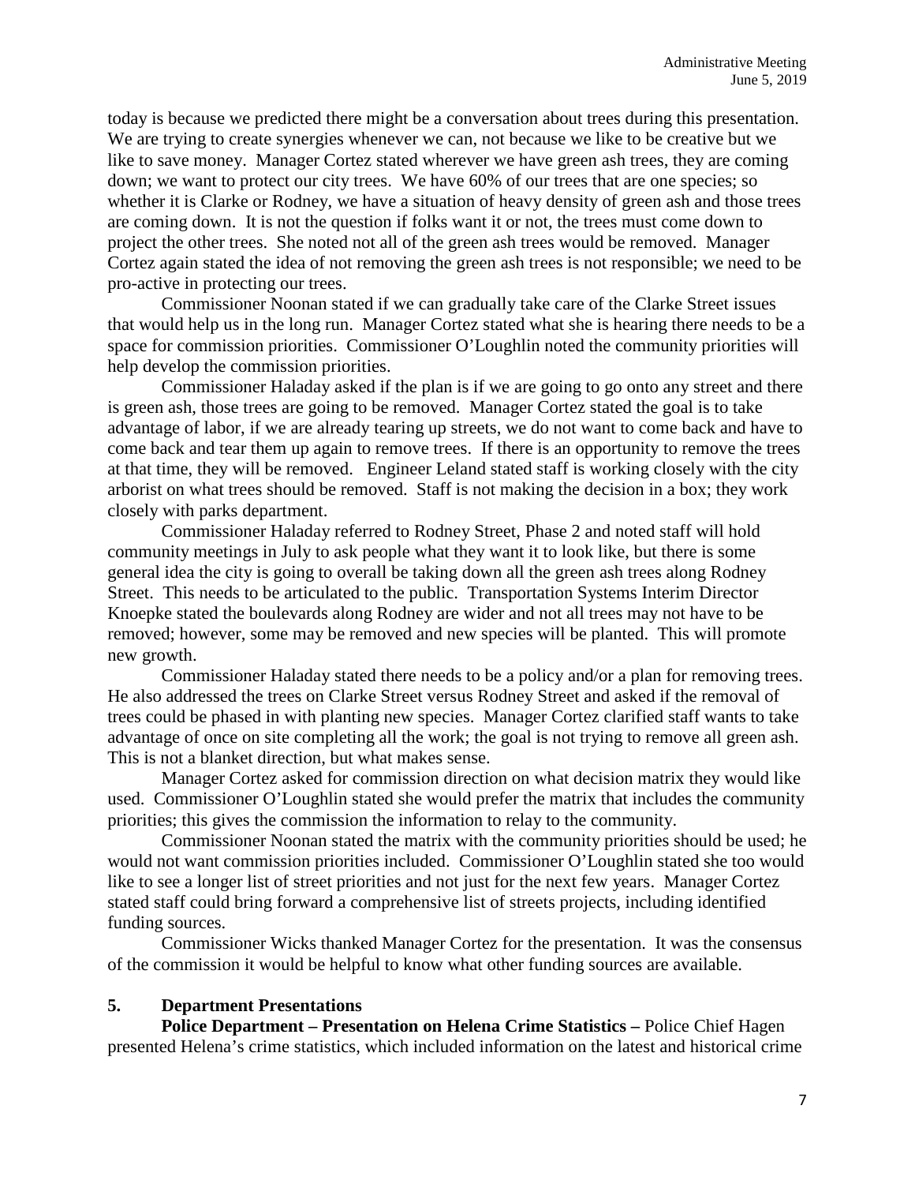today is because we predicted there might be a conversation about trees during this presentation. We are trying to create synergies whenever we can, not because we like to be creative but we like to save money. Manager Cortez stated wherever we have green ash trees, they are coming down; we want to protect our city trees. We have 60% of our trees that are one species; so whether it is Clarke or Rodney, we have a situation of heavy density of green ash and those trees are coming down. It is not the question if folks want it or not, the trees must come down to project the other trees. She noted not all of the green ash trees would be removed. Manager Cortez again stated the idea of not removing the green ash trees is not responsible; we need to be pro-active in protecting our trees.

Commissioner Noonan stated if we can gradually take care of the Clarke Street issues that would help us in the long run. Manager Cortez stated what she is hearing there needs to be a space for commission priorities. Commissioner O'Loughlin noted the community priorities will help develop the commission priorities.

Commissioner Haladay asked if the plan is if we are going to go onto any street and there is green ash, those trees are going to be removed. Manager Cortez stated the goal is to take advantage of labor, if we are already tearing up streets, we do not want to come back and have to come back and tear them up again to remove trees. If there is an opportunity to remove the trees at that time, they will be removed. Engineer Leland stated staff is working closely with the city arborist on what trees should be removed. Staff is not making the decision in a box; they work closely with parks department.

Commissioner Haladay referred to Rodney Street, Phase 2 and noted staff will hold community meetings in July to ask people what they want it to look like, but there is some general idea the city is going to overall be taking down all the green ash trees along Rodney Street. This needs to be articulated to the public. Transportation Systems Interim Director Knoepke stated the boulevards along Rodney are wider and not all trees may not have to be removed; however, some may be removed and new species will be planted. This will promote new growth.

Commissioner Haladay stated there needs to be a policy and/or a plan for removing trees. He also addressed the trees on Clarke Street versus Rodney Street and asked if the removal of trees could be phased in with planting new species. Manager Cortez clarified staff wants to take advantage of once on site completing all the work; the goal is not trying to remove all green ash. This is not a blanket direction, but what makes sense.

Manager Cortez asked for commission direction on what decision matrix they would like used. Commissioner O'Loughlin stated she would prefer the matrix that includes the community priorities; this gives the commission the information to relay to the community.

Commissioner Noonan stated the matrix with the community priorities should be used; he would not want commission priorities included. Commissioner O'Loughlin stated she too would like to see a longer list of street priorities and not just for the next few years. Manager Cortez stated staff could bring forward a comprehensive list of streets projects, including identified funding sources.

Commissioner Wicks thanked Manager Cortez for the presentation. It was the consensus of the commission it would be helpful to know what other funding sources are available.

## 5. Department Presentations

**Police Department – Presentation on Helena Crime Statistics –** Police Chief Hagen presented Helena's crime statistics, which included information on the latest and historical crime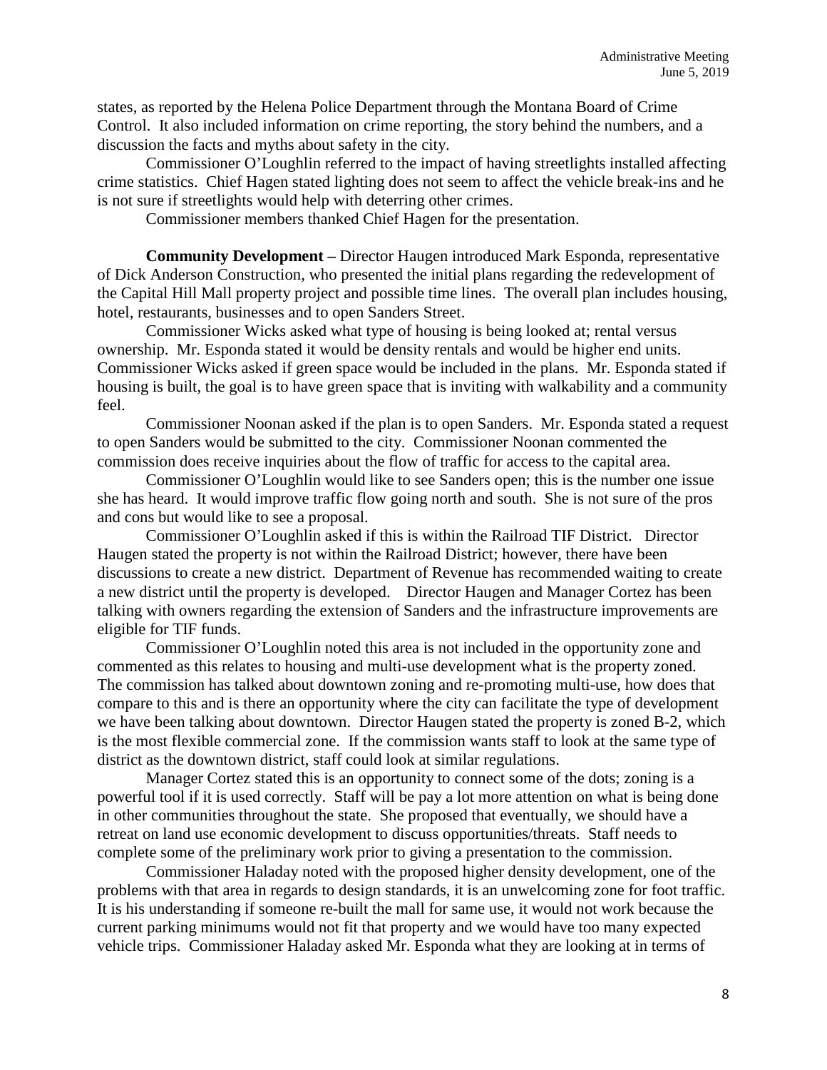states, as reported by the Helena Police Department through the Montana Board of Crime Control. It also included information on crime reporting, the story behind the numbers, and a discussion the facts and myths about safety in the city.

Commissioner O'Loughlin referred to the impact of having streetlights installed affecting crime statistics. Chief Hagen stated lighting does not seem to affect the vehicle break-ins and he is not sure if streetlights would help with deterring other crimes.

Commissioner members thanked Chief Hagen for the presentation.

**Community Development –** Director Haugen introduced Mark Esponda, representative of Dick Anderson Construction, who presented the initial plans regarding the redevelopment of the Capital Hill Mall property project and possible time lines. The overall plan includes housing, hotel, restaurants, businesses and to open Sanders Street.

Commissioner Wicks asked what type of housing is being looked at; rental versus ownership. Mr. Esponda stated it would be density rentals and would be higher end units. Commissioner Wicks asked if green space would be included in the plans. Mr. Esponda stated if housing is built, the goal is to have green space that is inviting with walkability and a community feel.

Commissioner Noonan asked if the plan is to open Sanders. Mr. Esponda stated a request to open Sanders would be submitted to the city. Commissioner Noonan commented the commission does receive inquiries about the flow of traffic for access to the capital area.

Commissioner O'Loughlin would like to see Sanders open; this is the number one issue she has heard. It would improve traffic flow going north and south. She is not sure of the pros and cons but would like to see a proposal.

Commissioner O'Loughlin asked if this is within the Railroad TIF District. Director Haugen stated the property is not within the Railroad District; however, there have been discussions to create a new district. Department of Revenue has recommended waiting to create a new district until the property is developed. Director Haugen and Manager Cortez has been talking with owners regarding the extension of Sanders and the infrastructure improvements are eligible for TIF funds.

Commissioner O'Loughlin noted this area is not included in the opportunity zone and commented as this relates to housing and multi-use development what is the property zoned. The commission has talked about downtown zoning and re-promoting multi-use, how does that compare to this and is there an opportunity where the city can facilitate the type of development we have been talking about downtown. Director Haugen stated the property is zoned B-2, which is the most flexible commercial zone. If the commission wants staff to look at the same type of district as the downtown district, staff could look at similar regulations.

Manager Cortez stated this is an opportunity to connect some of the dots; zoning is a powerful tool if it is used correctly. Staff will be pay a lot more attention on what is being done in other communities throughout the state. She proposed that eventually, we should have a retreat on land use economic development to discuss opportunities/threats. Staff needs to complete some of the preliminary work prior to giving a presentation to the commission.

Commissioner Haladay noted with the proposed higher density development, one of the problems with that area in regards to design standards, it is an unwelcoming zone for foot traffic. It is his understanding if someone re-built the mall for same use, it would not work because the current parking minimums would not fit that property and we would have too many expected vehicle trips. Commissioner Haladay asked Mr. Esponda what they are looking at in terms of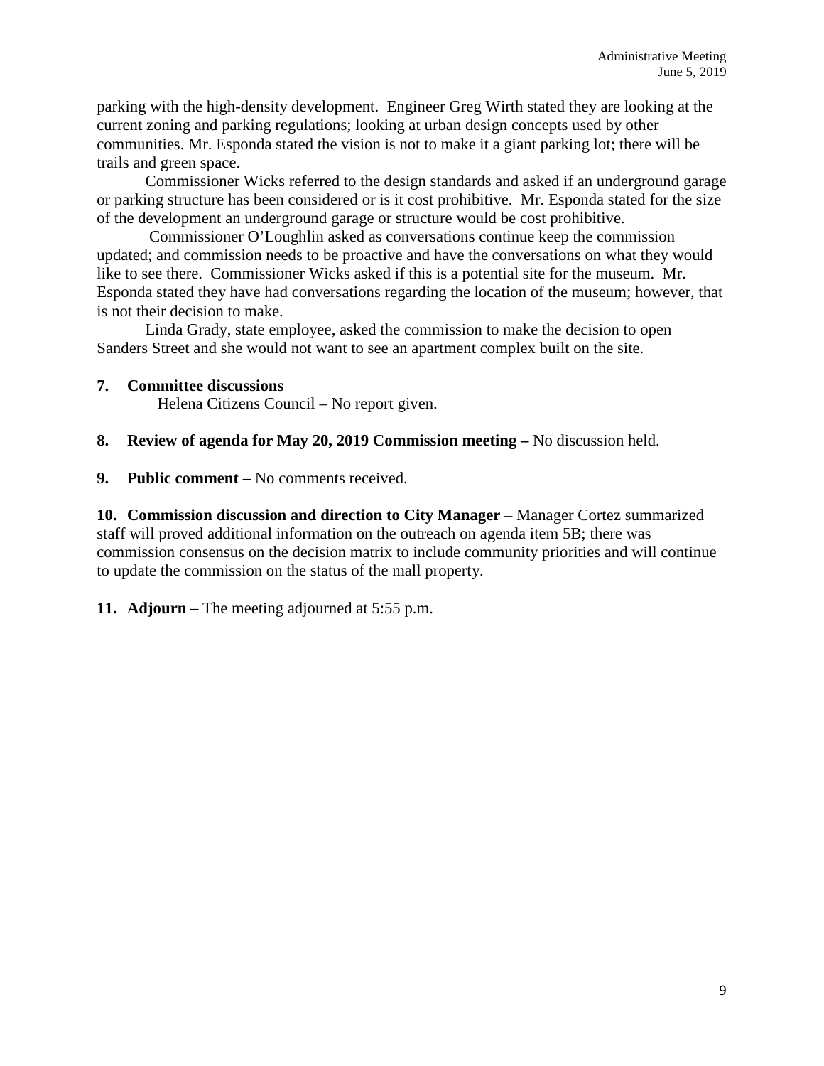parking with the high-density development. Engineer Greg Wirth stated they are looking at the current zoning and parking regulations; looking at urban design concepts used by other communities. Mr. Esponda stated the vision is not to make it a giant parking lot; there will be trails and green space.

Commissioner Wicks referred to the design standards and asked if an underground garage or parking structure has been considered or is it cost prohibitive. Mr. Esponda stated for the size of the development an underground garage or structure would be cost prohibitive.

Commissioner O'Loughlin asked as conversations continue keep the commission updated; and commission needs to be proactive and have the conversations on what they would like to see there. Commissioner Wicks asked if this is a potential site for the museum. Mr. Esponda stated they have had conversations regarding the location of the museum; however, that is not their decision to make.

Linda Grady, state employee, asked the commission to make the decision to open Sanders Street and she would not want to see an apartment complex built on the site.

**7. Committee discussions**

Helena Citizens Council – No report given.

**8. Review of agenda for May 20, 2019 Commission meeting –** No discussion held.

**9. Public comment –** No comments received.

**10. Commission discussion and direction to City Manager** – Manager Cortez summarized staff will proved additional information on the outreach on agenda item 5B; there was commission consensus on the decision matrix to include community priorities and will continue to update the commission on the status of the mall property.

**11. Adjourn –** The meeting adjourned at 5:55 p.m.